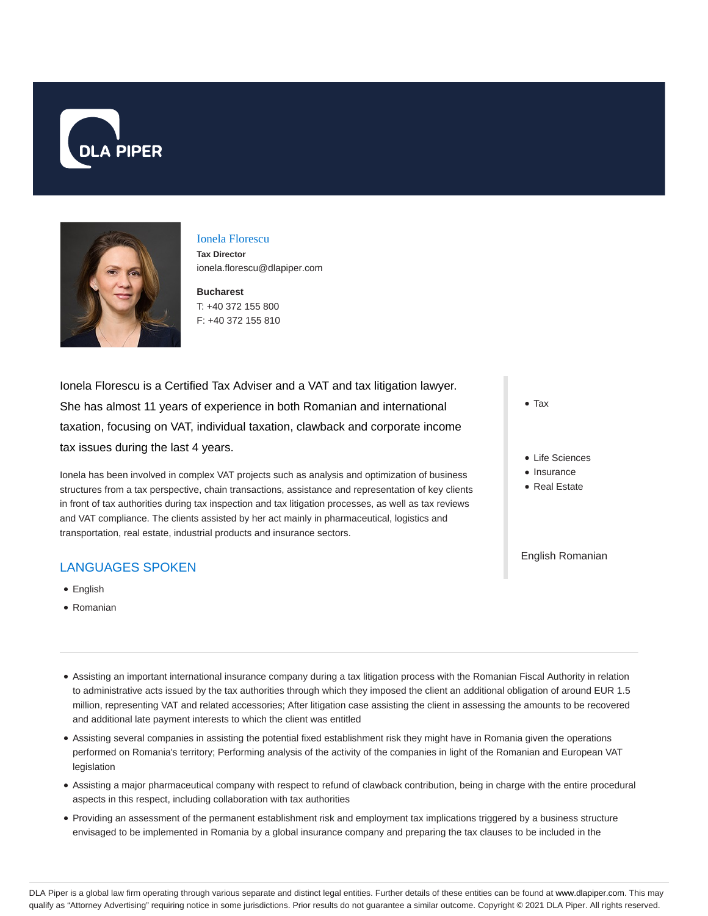# Ionela Florescu

**Tax Director**
ionela.florescu@dlapiper.com

**Bucharest**
T: +40 372 155 800
F: +40 372 155 810

Ionela Florescu is a Certified Tax Adviser and a VAT and tax litigation lawyer. She has almost 11 years of experience in both Romanian and international taxation, focusing on VAT, individual taxation, clawback and corporate income tax issues during the last 4 years.

Ionela has been involved in complex VAT projects such as analysis and optimization of business structures from a tax perspective, chain transactions, assistance and representation of key clients in front of tax authorities during tax inspection and tax litigation processes, as well as tax reviews and VAT compliance. The clients assisted by her act mainly in pharmaceutical, logistics and transportation, real estate, industrial products and insurance sectors.

- Tax

- Life Sciences
- Insurance
- Real Estate

English Romanian

## LANGUAGES SPOKEN

- English
- Romanian

---

- Assisting an important international insurance company during a tax litigation process with the Romanian Fiscal Authority in relation to administrative acts issued by the tax authorities through which they imposed the client an additional obligation of around EUR 1.5 million, representing VAT and related accessories; After litigation case assisting the client in assessing the amounts to be recovered and additional late payment interests to which the client was entitled
- Assisting several companies in assisting the potential fixed establishment risk they might have in Romania given the operations performed on Romania's territory; Performing analysis of the activity of the companies in light of the Romanian and European VAT legislation
- Assisting a major pharmaceutical company with respect to refund of clawback contribution, being in charge with the entire procedural aspects in this respect, including collaboration with tax authorities
- Providing an assessment of the permanent establishment risk and employment tax implications triggered by a business structure envisaged to be implemented in Romania by a global insurance company and preparing the tax clauses to be included in the

DLA Piper is a global law firm operating through various separate and distinct legal entities. Further details of these entities can be found at www.dlapiper.com. This may qualify as "Attorney Advertising" requiring notice in some jurisdictions. Prior results do not guarantee a similar outcome. Copyright © 2021 DLA Piper. All rights reserved.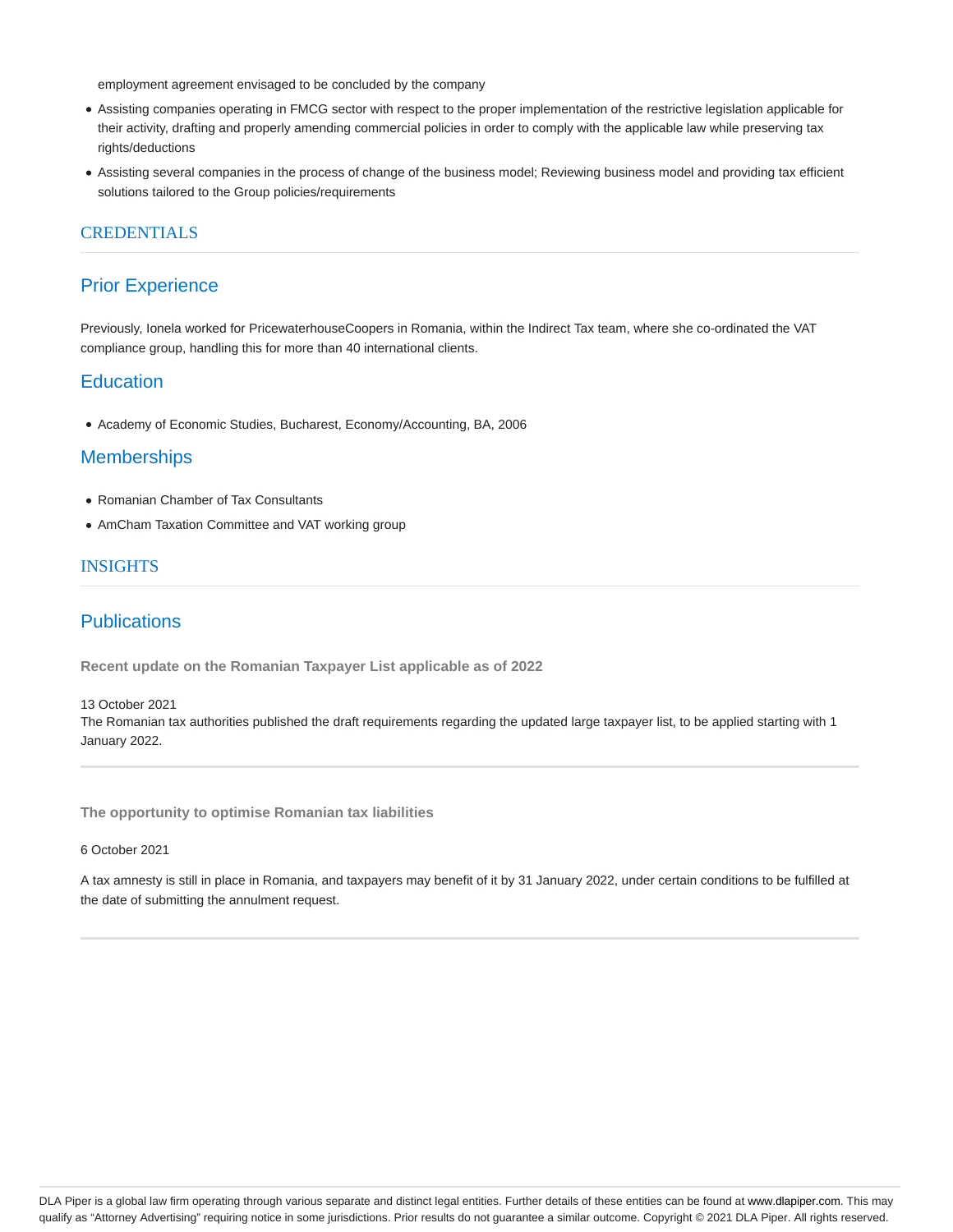employment agreement envisaged to be concluded by the company

- Assisting companies operating in FMCG sector with respect to the proper implementation of the restrictive legislation applicable for their activity, drafting and properly amending commercial policies in order to comply with the applicable law while preserving tax rights/deductions
- Assisting several companies in the process of change of the business model; Reviewing business model and providing tax efficient solutions tailored to the Group policies/requirements

## CREDENTIALS

### Prior Experience

Previously, Ionela worked for PricewaterhouseCoopers in Romania, within the Indirect Tax team, where she co-ordinated the VAT compliance group, handling this for more than 40 international clients.

### Education

- Academy of Economic Studies, Bucharest, Economy/Accounting, BA, 2006

### Memberships

- Romanian Chamber of Tax Consultants
- AmCham Taxation Committee and VAT working group

## INSIGHTS

### Publications

**Recent update on the Romanian Taxpayer List applicable as of 2022**

13 October 2021
The Romanian tax authorities published the draft requirements regarding the updated large taxpayer list, to be applied starting with 1 January 2022.

---

**The opportunity to optimise Romanian tax liabilities**

6 October 2021

A tax amnesty is still in place in Romania, and taxpayers may benefit of it by 31 January 2022, under certain conditions to be fulfilled at the date of submitting the annulment request.

---

DLA Piper is a global law firm operating through various separate and distinct legal entities. Further details of these entities can be found at www.dlapiper.com. This may qualify as "Attorney Advertising" requiring notice in some jurisdictions. Prior results do not guarantee a similar outcome. Copyright © 2021 DLA Piper. All rights reserved.